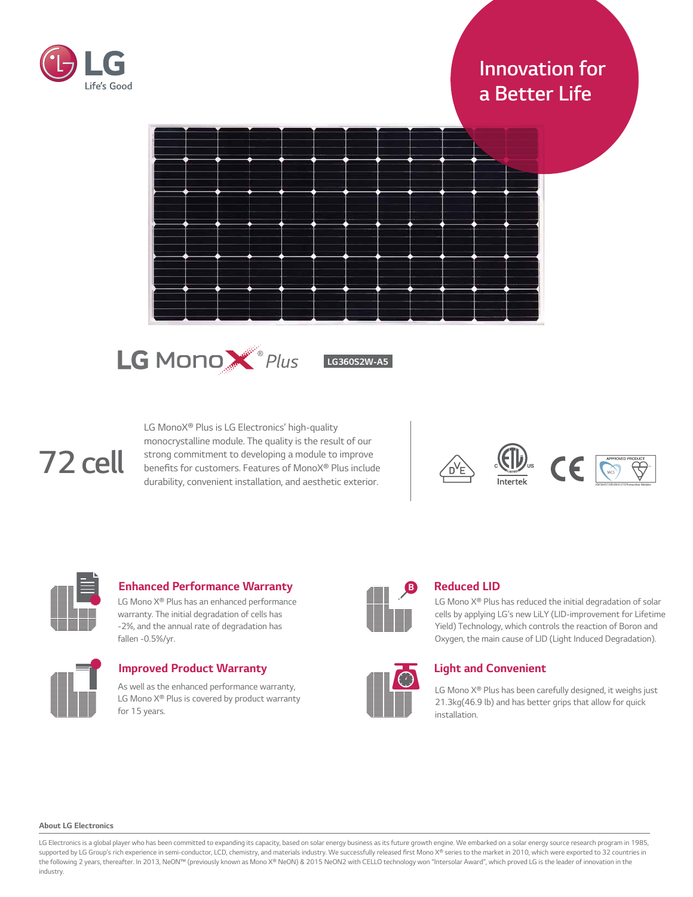LG
Life's Good

Innovation for a Better Life

# LG Mono X® Plus

LG360S2W-A5

## 72 cell

LG MonoX® Plus is LG Electronics' high-quality monocrystalline module. The quality is the result of our strong commitment to developing a module to improve benefits for customers. Features of MonoX® Plus include durability, convenient installation, and aesthetic exterior.

### Enhanced Performance Warranty

LG Mono X® Plus has an enhanced performance warranty. The initial degradation of cells has -2%, and the annual rate of degradation has fallen -0.5%/yr.

### Reduced LID

LG Mono X® Plus has reduced the initial degradation of solar cells by applying LG's new LiLY (LID-improvement for Lifetime Yield) Technology, which controls the reaction of Boron and Oxygen, the main cause of LID (Light Induced Degradation).

### Improved Product Warranty

As well as the enhanced performance warranty, LG Mono X® Plus is covered by product warranty for 15 years.

### Light and Convenient

LG Mono X® Plus has been carefully designed, it weighs just 21.3kg(46.9 lb) and has better grips that allow for quick installation.

**About LG Electronics**

LG Electronics is a global player who has been committed to expanding its capacity, based on solar energy business as its future growth engine. We embarked on a solar energy source research program in 1985, supported by LG Group's rich experience in semi-conductor, LCD, chemistry, and materials industry. We successfully released first Mono X® series to the market in 2010, which were exported to 32 countries in the following 2 years, thereafter. In 2013, NeON™ (previously known as Mono X® NeON) & 2015 NeON2 with CELLO technology won "Intersolar Award", which proved LG is the leader of innovation in the industry.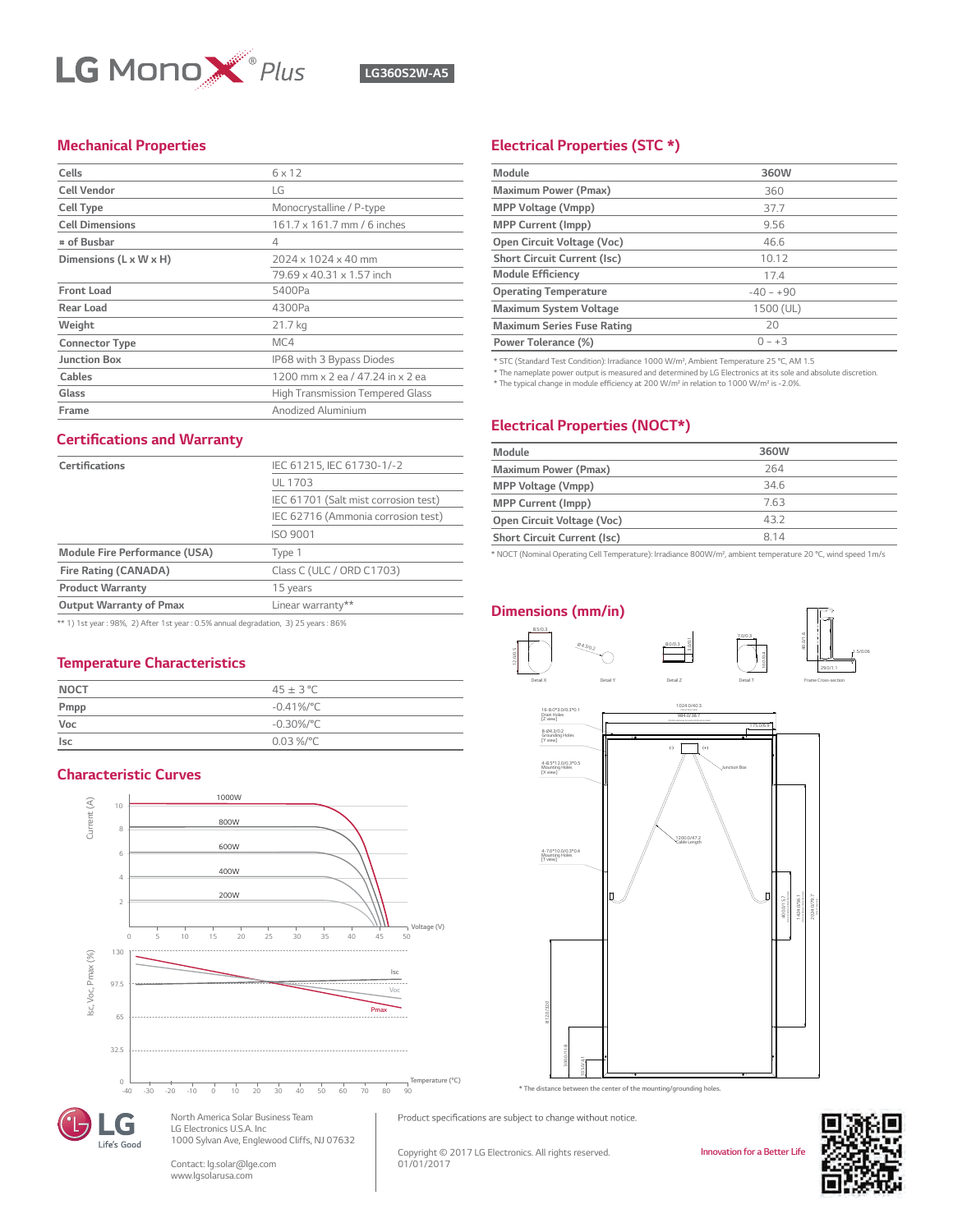# LG MonoX® Plus

LG360S2W-A5

## Mechanical Properties

| | |
|---|---|
| Cells | 6 x 12 |
| Cell Vendor | LG |
| Cell Type | Monocrystalline / P-type |
| Cell Dimensions | 161.7 x 161.7 mm / 6 inches |
| # of Busbar | 4 |
| Dimensions (L x W x H) | 2024 x 1024 x 40 mm<br>79.69 x 40.31 x 1.57 inch |
| Front Load | 5400Pa |
| Rear Load | 4300Pa |
| Weight | 21.7 kg |
| Connector Type | MC4 |
| Junction Box | IP68 with 3 Bypass Diodes |
| Cables | 1200 mm x 2 ea / 47.24 in x 2 ea |
| Glass | High Transmission Tempered Glass |
| Frame | Anodized Aluminium |

## Certifications and Warranty

| | |
|---|---|
| Certifications | IEC 61215, IEC 61730-1/-2 |
| | UL 1703 |
| | IEC 61701 (Salt mist corrosion test) |
| | IEC 62716 (Ammonia corrosion test) |
| | ISO 9001 |
| Module Fire Performance (USA) | Type 1 |
| Fire Rating (CANADA) | Class C (ULC / ORD C1703) |
| Product Warranty | 15 years |
| Output Warranty of Pmax | Linear warranty** |

** 1) 1st year : 98%, 2) After 1st year : 0.5% annual degradation, 3) 25 years : 86%

## Temperature Characteristics

| | |
|---|---|
| NOCT | 45 ± 3 °C |
| Pmpp | -0.41%/°C |
| Voc | -0.30%/°C |
| Isc | 0.03 %/°C |

## Characteristic Curves

Current (A)
10
8
6
4
2
1000W
800W
600W
400W
200W
0 5 10 15 20 25 30 35 40 45 50
Voltage (V)

Isc, Voc, Pmax (%)
130
97.5
65
32.5
0
Isc
Voc
Pmax
-40 -30 -20 -10 0 10 20 30 40 50 60 70 80 90
Temperature (°C)

## Electrical Properties (STC *)

| Module | 360W |
|---|---|
| Maximum Power (Pmax) | 360 |
| MPP Voltage (Vmpp) | 37.7 |
| MPP Current (Impp) | 9.56 |
| Open Circuit Voltage (Voc) | 46.6 |
| Short Circuit Current (Isc) | 10.12 |
| Module Efficiency | 17.4 |
| Operating Temperature | -40 ~ +90 |
| Maximum System Voltage | 1500 (UL) |
| Maximum Series Fuse Rating | 20 |
| Power Tolerance (%) | 0 ~ +3 |

* STC (Standard Test Condition): Irradiance 1000 W/m², Ambient Temperature 25 °C, AM 1.5
* The nameplate power output is measured and determined by LG Electronics at its sole and absolute discretion.
* The typical change in module efficiency at 200 W/m² in relation to 1000 W/m² is -2.0%.

## Electrical Properties (NOCT*)

| Module | 360W |
|---|---|
| Maximum Power (Pmax) | 264 |
| MPP Voltage (Vmpp) | 34.6 |
| MPP Current (Impp) | 7.63 |
| Open Circuit Voltage (Voc) | 43.2 |
| Short Circuit Current (Isc) | 8.14 |

* NOCT (Nominal Operating Cell Temperature): Irradiance 800W/m², ambient temperature 20 °C, wind speed 1m/s

## Dimensions (mm/in)

Detail X
Detail Y
Detail Z
Detail T
Frame Cross-section
1024.0/40.3
984.0/38.7
16-8.0*3.0/0.3*0.1 Drain Holes [Z view]
8-Ø4.3/0.2 Grounding Holes [Y view]
4-8.5*12.0/0.3*0.5 Mounting Holes [X view]
4-7.0*10.0/0.3*0.4 Mounting Holes [T view]
Junction Box
1200.0/47.2 Cable Length
2024.0/79.7

* The distance between the center of the mounting/grounding holes.

North America Solar Business Team
LG Electronics U.S.A. Inc
1000 Sylvan Ave, Englewood Cliffs, NJ 07632

Contact: lg.solar@lge.com
www.lgsolarusa.com

Product specifications are subject to change without notice.

Copyright © 2017 LG Electronics. All rights reserved.
01/01/2017

Innovation for a Better Life